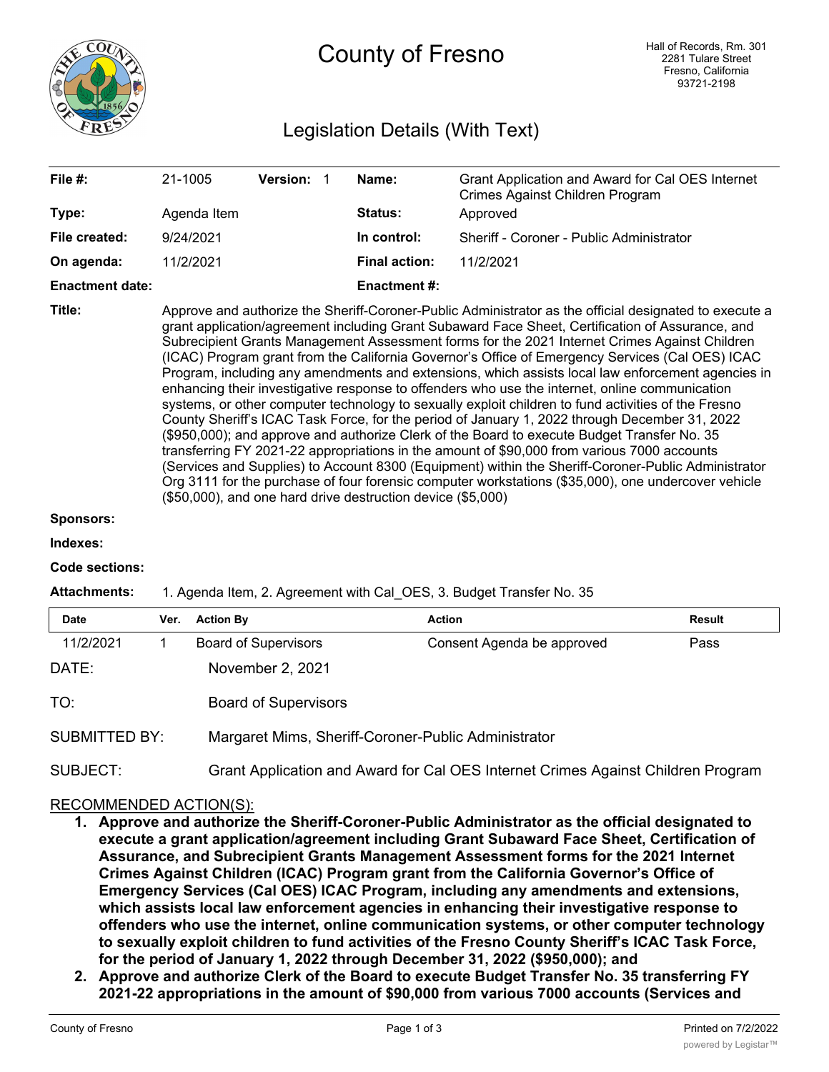# County of Fresno

Hall of Records, Rm. 301
2281 Tulare Street
Fresno, California
93721-2198

## Legislation Details (With Text)

| | | | | | |
|---|---|---|---|---|---|
| **File #:** | 21-1005 | **Version:** | 1 | **Name:** | Grant Application and Award for Cal OES Internet Crimes Against Children Program |
| **Type:** | Agenda Item | | | **Status:** | Approved |
| **File created:** | 9/24/2021 | | | **In control:** | Sheriff - Coroner - Public Administrator |
| **On agenda:** | 11/2/2021 | | | **Final action:** | 11/2/2021 |
| **Enactment date:** | | | | **Enactment #:** | |

**Title:** Approve and authorize the Sheriff-Coroner-Public Administrator as the official designated to execute a grant application/agreement including Grant Subaward Face Sheet, Certification of Assurance, and Subrecipient Grants Management Assessment forms for the 2021 Internet Crimes Against Children (ICAC) Program grant from the California Governor's Office of Emergency Services (Cal OES) ICAC Program, including any amendments and extensions, which assists local law enforcement agencies in enhancing their investigative response to offenders who use the internet, online communication systems, or other computer technology to sexually exploit children to fund activities of the Fresno County Sheriff's ICAC Task Force, for the period of January 1, 2022 through December 31, 2022 ($950,000); and approve and authorize Clerk of the Board to execute Budget Transfer No. 35 transferring FY 2021-22 appropriations in the amount of $90,000 from various 7000 accounts (Services and Supplies) to Account 8300 (Equipment) within the Sheriff-Coroner-Public Administrator Org 3111 for the purchase of four forensic computer workstations ($35,000), one undercover vehicle ($50,000), and one hard drive destruction device ($5,000)

**Sponsors:**

**Indexes:**

**Code sections:**

**Attachments:** 1. Agenda Item, 2. Agreement with Cal_OES, 3. Budget Transfer No. 35

| Date | Ver. | Action By | Action | Result |
|---|---|---|---|---|
| 11/2/2021 | 1 | Board of Supervisors | Consent Agenda be approved | Pass |

DATE: November 2, 2021

TO: Board of Supervisors

SUBMITTED BY: Margaret Mims, Sheriff-Coroner-Public Administrator

SUBJECT: Grant Application and Award for Cal OES Internet Crimes Against Children Program

RECOMMENDED ACTION(S):

1. **Approve and authorize the Sheriff-Coroner-Public Administrator as the official designated to execute a grant application/agreement including Grant Subaward Face Sheet, Certification of Assurance, and Subrecipient Grants Management Assessment forms for the 2021 Internet Crimes Against Children (ICAC) Program grant from the California Governor's Office of Emergency Services (Cal OES) ICAC Program, including any amendments and extensions, which assists local law enforcement agencies in enhancing their investigative response to offenders who use the internet, online communication systems, or other computer technology to sexually exploit children to fund activities of the Fresno County Sheriff's ICAC Task Force, for the period of January 1, 2022 through December 31, 2022 ($950,000); and**
2. **Approve and authorize Clerk of the Board to execute Budget Transfer No. 35 transferring FY 2021-22 appropriations in the amount of $90,000 from various 7000 accounts (Services and**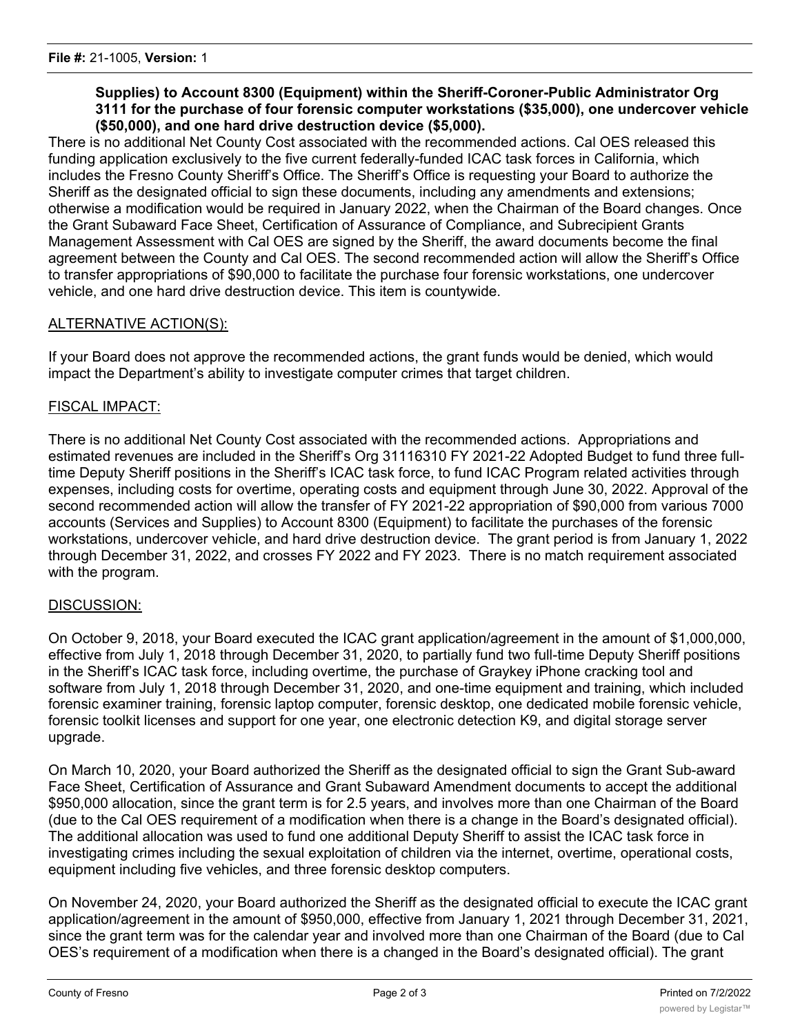**Supplies) to Account 8300 (Equipment) within the Sheriff-Coroner-Public Administrator Org 3111 for the purchase of four forensic computer workstations ($35,000), one undercover vehicle ($50,000), and one hard drive destruction device ($5,000).**

There is no additional Net County Cost associated with the recommended actions. Cal OES released this funding application exclusively to the five current federally-funded ICAC task forces in California, which includes the Fresno County Sheriff's Office. The Sheriff's Office is requesting your Board to authorize the Sheriff as the designated official to sign these documents, including any amendments and extensions; otherwise a modification would be required in January 2022, when the Chairman of the Board changes. Once the Grant Subaward Face Sheet, Certification of Assurance of Compliance, and Subrecipient Grants Management Assessment with Cal OES are signed by the Sheriff, the award documents become the final agreement between the County and Cal OES. The second recommended action will allow the Sheriff's Office to transfer appropriations of $90,000 to facilitate the purchase four forensic workstations, one undercover vehicle, and one hard drive destruction device. This item is countywide.

## ALTERNATIVE ACTION(S):

If your Board does not approve the recommended actions, the grant funds would be denied, which would impact the Department's ability to investigate computer crimes that target children.

## FISCAL IMPACT:

There is no additional Net County Cost associated with the recommended actions. Appropriations and estimated revenues are included in the Sheriff's Org 31116310 FY 2021-22 Adopted Budget to fund three full-time Deputy Sheriff positions in the Sheriff's ICAC task force, to fund ICAC Program related activities through expenses, including costs for overtime, operating costs and equipment through June 30, 2022. Approval of the second recommended action will allow the transfer of FY 2021-22 appropriation of $90,000 from various 7000 accounts (Services and Supplies) to Account 8300 (Equipment) to facilitate the purchases of the forensic workstations, undercover vehicle, and hard drive destruction device. The grant period is from January 1, 2022 through December 31, 2022, and crosses FY 2022 and FY 2023. There is no match requirement associated with the program.

## DISCUSSION:

On October 9, 2018, your Board executed the ICAC grant application/agreement in the amount of $1,000,000, effective from July 1, 2018 through December 31, 2020, to partially fund two full-time Deputy Sheriff positions in the Sheriff's ICAC task force, including overtime, the purchase of Graykey iPhone cracking tool and software from July 1, 2018 through December 31, 2020, and one-time equipment and training, which included forensic examiner training, forensic laptop computer, forensic desktop, one dedicated mobile forensic vehicle, forensic toolkit licenses and support for one year, one electronic detection K9, and digital storage server upgrade.

On March 10, 2020, your Board authorized the Sheriff as the designated official to sign the Grant Sub-award Face Sheet, Certification of Assurance and Grant Subaward Amendment documents to accept the additional $950,000 allocation, since the grant term is for 2.5 years, and involves more than one Chairman of the Board (due to the Cal OES requirement of a modification when there is a change in the Board's designated official). The additional allocation was used to fund one additional Deputy Sheriff to assist the ICAC task force in investigating crimes including the sexual exploitation of children via the internet, overtime, operational costs, equipment including five vehicles, and three forensic desktop computers.

On November 24, 2020, your Board authorized the Sheriff as the designated official to execute the ICAC grant application/agreement in the amount of $950,000, effective from January 1, 2021 through December 31, 2021, since the grant term was for the calendar year and involved more than one Chairman of the Board (due to Cal OES's requirement of a modification when there is a changed in the Board's designated official). The grant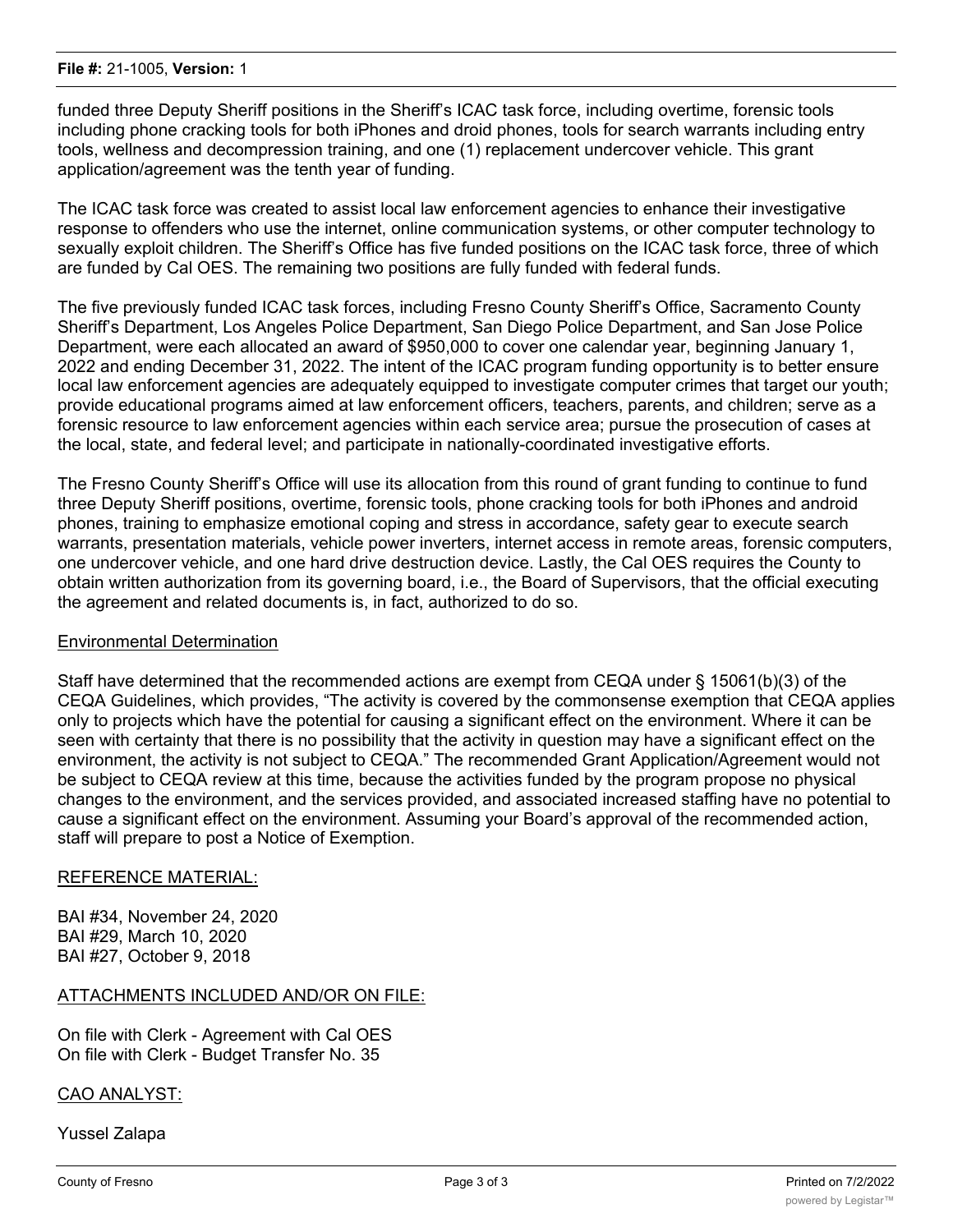funded three Deputy Sheriff positions in the Sheriff's ICAC task force, including overtime, forensic tools including phone cracking tools for both iPhones and droid phones, tools for search warrants including entry tools, wellness and decompression training, and one (1) replacement undercover vehicle. This grant application/agreement was the tenth year of funding.

The ICAC task force was created to assist local law enforcement agencies to enhance their investigative response to offenders who use the internet, online communication systems, or other computer technology to sexually exploit children. The Sheriff's Office has five funded positions on the ICAC task force, three of which are funded by Cal OES. The remaining two positions are fully funded with federal funds.

The five previously funded ICAC task forces, including Fresno County Sheriff's Office, Sacramento County Sheriff's Department, Los Angeles Police Department, San Diego Police Department, and San Jose Police Department, were each allocated an award of $950,000 to cover one calendar year, beginning January 1, 2022 and ending December 31, 2022. The intent of the ICAC program funding opportunity is to better ensure local law enforcement agencies are adequately equipped to investigate computer crimes that target our youth; provide educational programs aimed at law enforcement officers, teachers, parents, and children; serve as a forensic resource to law enforcement agencies within each service area; pursue the prosecution of cases at the local, state, and federal level; and participate in nationally-coordinated investigative efforts.

The Fresno County Sheriff's Office will use its allocation from this round of grant funding to continue to fund three Deputy Sheriff positions, overtime, forensic tools, phone cracking tools for both iPhones and android phones, training to emphasize emotional coping and stress in accordance, safety gear to execute search warrants, presentation materials, vehicle power inverters, internet access in remote areas, forensic computers, one undercover vehicle, and one hard drive destruction device. Lastly, the Cal OES requires the County to obtain written authorization from its governing board, i.e., the Board of Supervisors, that the official executing the agreement and related documents is, in fact, authorized to do so.

## Environmental Determination

Staff have determined that the recommended actions are exempt from CEQA under § 15061(b)(3) of the CEQA Guidelines, which provides, "The activity is covered by the commonsense exemption that CEQA applies only to projects which have the potential for causing a significant effect on the environment. Where it can be seen with certainty that there is no possibility that the activity in question may have a significant effect on the environment, the activity is not subject to CEQA." The recommended Grant Application/Agreement would not be subject to CEQA review at this time, because the activities funded by the program propose no physical changes to the environment, and the services provided, and associated increased staffing have no potential to cause a significant effect on the environment. Assuming your Board's approval of the recommended action, staff will prepare to post a Notice of Exemption.

## REFERENCE MATERIAL:

BAI #34, November 24, 2020
BAI #29, March 10, 2020
BAI #27, October 9, 2018

## ATTACHMENTS INCLUDED AND/OR ON FILE:

On file with Clerk - Agreement with Cal OES
On file with Clerk - Budget Transfer No. 35

## CAO ANALYST:

Yussel Zalapa